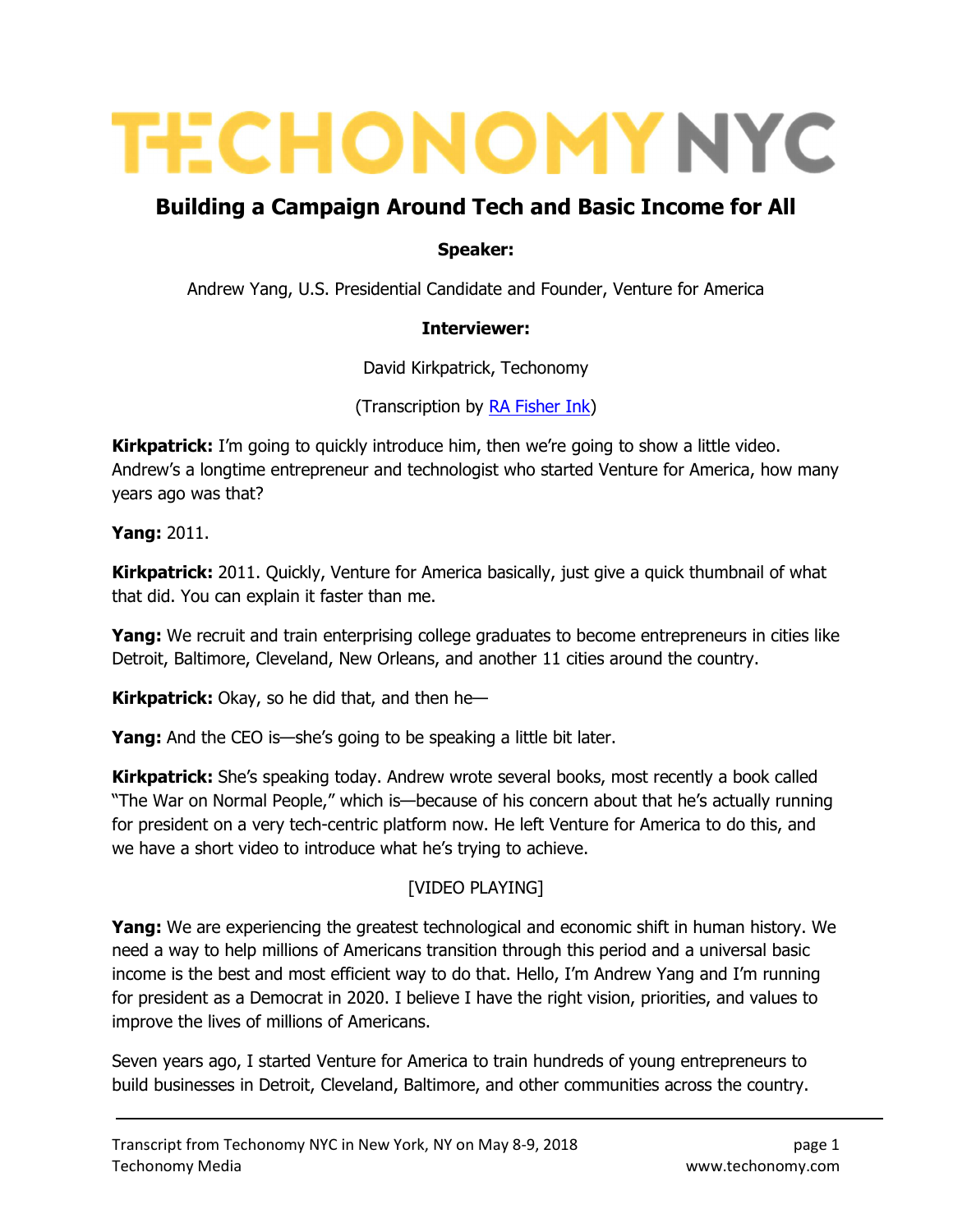# TECHONOMY NYC

## Building a Campaign Around Tech and Basic Income for All

**Speaker:**

Andrew Yang, U.S. Presidential Candidate and Founder, Venture for America

**Interviewer:**

David Kirkpatrick, Techonomy

(Transcription by RA Fisher Ink)

**Kirkpatrick:** I'm going to quickly introduce him, then we're going to show a little video. Andrew's a longtime entrepreneur and technologist who started Venture for America, how many years ago was that?

**Yang:** 2011.

**Kirkpatrick:** 2011. Quickly, Venture for America basically, just give a quick thumbnail of what that did. You can explain it faster than me.

**Yang:** We recruit and train enterprising college graduates to become entrepreneurs in cities like Detroit, Baltimore, Cleveland, New Orleans, and another 11 cities around the country.

**Kirkpatrick:** Okay, so he did that, and then he—

**Yang:** And the CEO is—she's going to be speaking a little bit later.

**Kirkpatrick:** She's speaking today. Andrew wrote several books, most recently a book called "The War on Normal People," which is—because of his concern about that he's actually running for president on a very tech-centric platform now. He left Venture for America to do this, and we have a short video to introduce what he's trying to achieve.

[VIDEO PLAYING]

**Yang:** We are experiencing the greatest technological and economic shift in human history. We need a way to help millions of Americans transition through this period and a universal basic income is the best and most efficient way to do that. Hello, I'm Andrew Yang and I'm running for president as a Democrat in 2020. I believe I have the right vision, priorities, and values to improve the lives of millions of Americans.

Seven years ago, I started Venture for America to train hundreds of young entrepreneurs to build businesses in Detroit, Cleveland, Baltimore, and other communities across the country.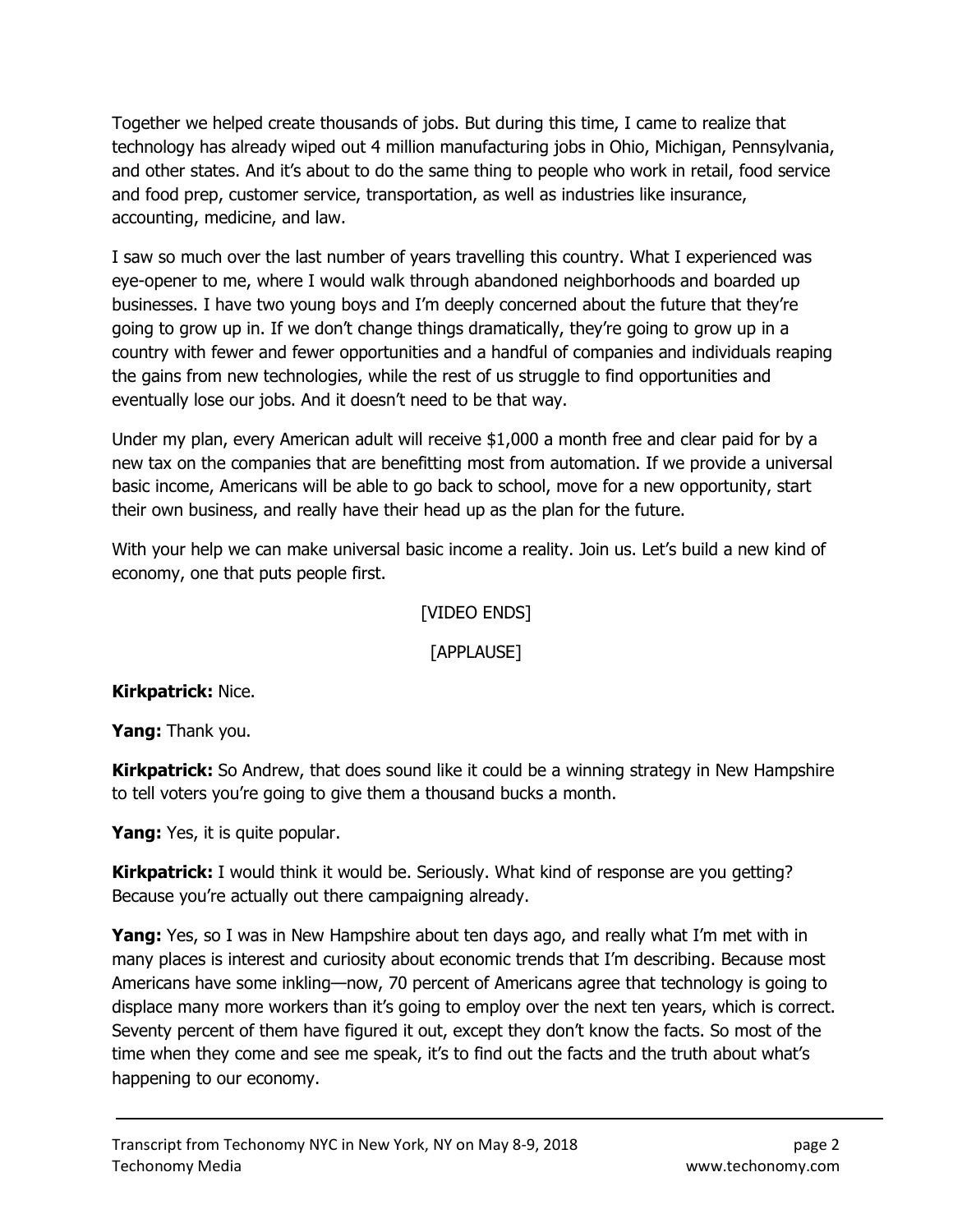Together we helped create thousands of jobs. But during this time, I came to realize that technology has already wiped out 4 million manufacturing jobs in Ohio, Michigan, Pennsylvania, and other states. And it's about to do the same thing to people who work in retail, food service and food prep, customer service, transportation, as well as industries like insurance, accounting, medicine, and law.

I saw so much over the last number of years travelling this country. What I experienced was eye-opener to me, where I would walk through abandoned neighborhoods and boarded up businesses. I have two young boys and I'm deeply concerned about the future that they're going to grow up in. If we don't change things dramatically, they're going to grow up in a country with fewer and fewer opportunities and a handful of companies and individuals reaping the gains from new technologies, while the rest of us struggle to find opportunities and eventually lose our jobs. And it doesn't need to be that way.

Under my plan, every American adult will receive $1,000 a month free and clear paid for by a new tax on the companies that are benefitting most from automation. If we provide a universal basic income, Americans will be able to go back to school, move for a new opportunity, start their own business, and really have their head up as the plan for the future.

With your help we can make universal basic income a reality. Join us. Let's build a new kind of economy, one that puts people first.

[VIDEO ENDS]

[APPLAUSE]

**Kirkpatrick:** Nice.

**Yang:** Thank you.

**Kirkpatrick:** So Andrew, that does sound like it could be a winning strategy in New Hampshire to tell voters you're going to give them a thousand bucks a month.

**Yang:** Yes, it is quite popular.

**Kirkpatrick:** I would think it would be. Seriously. What kind of response are you getting? Because you're actually out there campaigning already.

**Yang:** Yes, so I was in New Hampshire about ten days ago, and really what I'm met with in many places is interest and curiosity about economic trends that I'm describing. Because most Americans have some inkling—now, 70 percent of Americans agree that technology is going to displace many more workers than it's going to employ over the next ten years, which is correct. Seventy percent of them have figured it out, except they don't know the facts. So most of the time when they come and see me speak, it's to find out the facts and the truth about what's happening to our economy.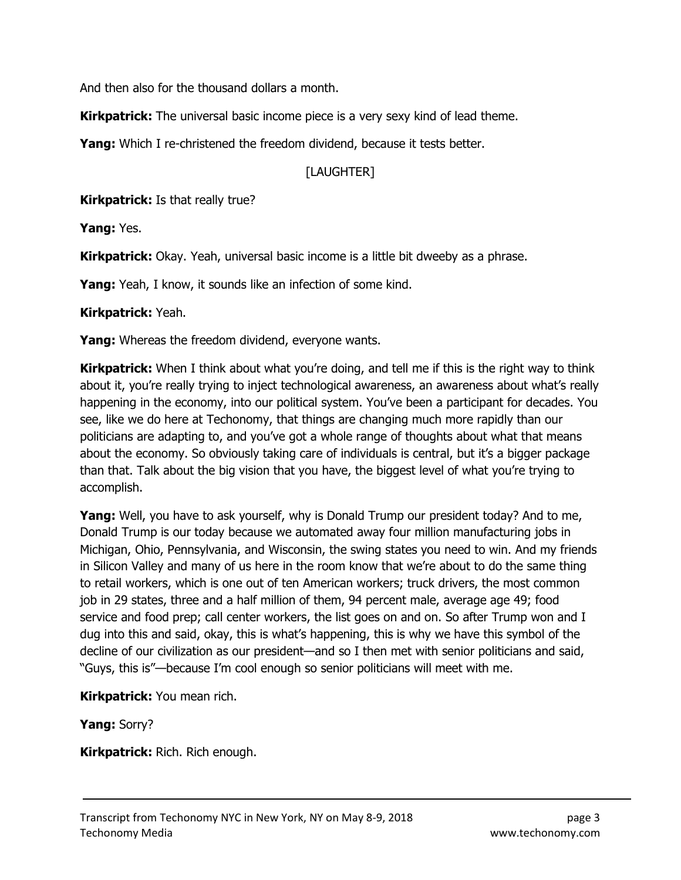And then also for the thousand dollars a month.

**Kirkpatrick:** The universal basic income piece is a very sexy kind of lead theme.

**Yang:** Which I re-christened the freedom dividend, because it tests better.

[LAUGHTER]

**Kirkpatrick:** Is that really true?

**Yang:** Yes.

**Kirkpatrick:** Okay. Yeah, universal basic income is a little bit dweeby as a phrase.

**Yang:** Yeah, I know, it sounds like an infection of some kind.

**Kirkpatrick:** Yeah.

**Yang:** Whereas the freedom dividend, everyone wants.

**Kirkpatrick:** When I think about what you're doing, and tell me if this is the right way to think about it, you're really trying to inject technological awareness, an awareness about what's really happening in the economy, into our political system. You've been a participant for decades. You see, like we do here at Techonomy, that things are changing much more rapidly than our politicians are adapting to, and you've got a whole range of thoughts about what that means about the economy. So obviously taking care of individuals is central, but it's a bigger package than that. Talk about the big vision that you have, the biggest level of what you're trying to accomplish.

**Yang:** Well, you have to ask yourself, why is Donald Trump our president today? And to me, Donald Trump is our today because we automated away four million manufacturing jobs in Michigan, Ohio, Pennsylvania, and Wisconsin, the swing states you need to win. And my friends in Silicon Valley and many of us here in the room know that we're about to do the same thing to retail workers, which is one out of ten American workers; truck drivers, the most common job in 29 states, three and a half million of them, 94 percent male, average age 49; food service and food prep; call center workers, the list goes on and on. So after Trump won and I dug into this and said, okay, this is what's happening, this is why we have this symbol of the decline of our civilization as our president—and so I then met with senior politicians and said, "Guys, this is"—because I'm cool enough so senior politicians will meet with me.

**Kirkpatrick:** You mean rich.

**Yang:** Sorry?

**Kirkpatrick:** Rich. Rich enough.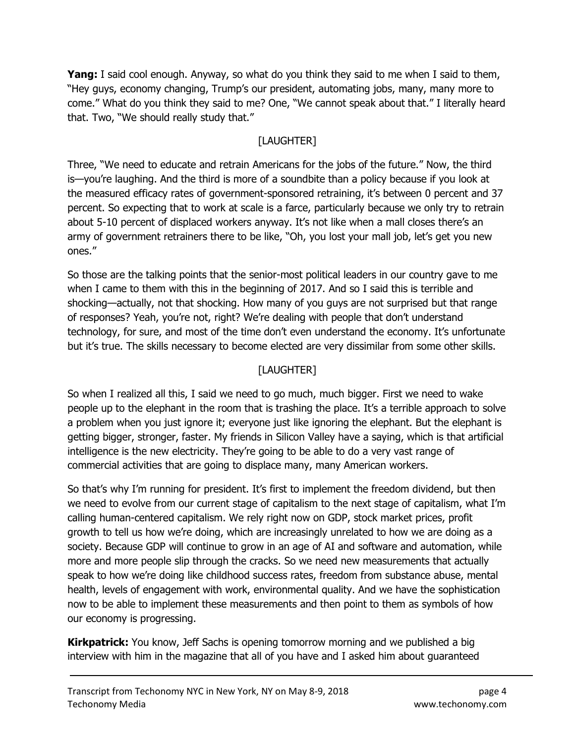**Yang:** I said cool enough. Anyway, so what do you think they said to me when I said to them, "Hey guys, economy changing, Trump's our president, automating jobs, many, many more to come." What do you think they said to me? One, "We cannot speak about that." I literally heard that. Two, "We should really study that."

[LAUGHTER]

Three, "We need to educate and retrain Americans for the jobs of the future." Now, the third is—you're laughing. And the third is more of a soundbite than a policy because if you look at the measured efficacy rates of government-sponsored retraining, it's between 0 percent and 37 percent. So expecting that to work at scale is a farce, particularly because we only try to retrain about 5-10 percent of displaced workers anyway. It's not like when a mall closes there's an army of government retrainers there to be like, "Oh, you lost your mall job, let's get you new ones."

So those are the talking points that the senior-most political leaders in our country gave to me when I came to them with this in the beginning of 2017. And so I said this is terrible and shocking—actually, not that shocking. How many of you guys are not surprised but that range of responses? Yeah, you're not, right? We're dealing with people that don't understand technology, for sure, and most of the time don't even understand the economy. It's unfortunate but it's true. The skills necessary to become elected are very dissimilar from some other skills.

[LAUGHTER]

So when I realized all this, I said we need to go much, much bigger. First we need to wake people up to the elephant in the room that is trashing the place. It's a terrible approach to solve a problem when you just ignore it; everyone just like ignoring the elephant. But the elephant is getting bigger, stronger, faster. My friends in Silicon Valley have a saying, which is that artificial intelligence is the new electricity. They're going to be able to do a very vast range of commercial activities that are going to displace many, many American workers.

So that's why I'm running for president. It's first to implement the freedom dividend, but then we need to evolve from our current stage of capitalism to the next stage of capitalism, what I'm calling human-centered capitalism. We rely right now on GDP, stock market prices, profit growth to tell us how we're doing, which are increasingly unrelated to how we are doing as a society. Because GDP will continue to grow in an age of AI and software and automation, while more and more people slip through the cracks. So we need new measurements that actually speak to how we're doing like childhood success rates, freedom from substance abuse, mental health, levels of engagement with work, environmental quality. And we have the sophistication now to be able to implement these measurements and then point to them as symbols of how our economy is progressing.

**Kirkpatrick:** You know, Jeff Sachs is opening tomorrow morning and we published a big interview with him in the magazine that all of you have and I asked him about guaranteed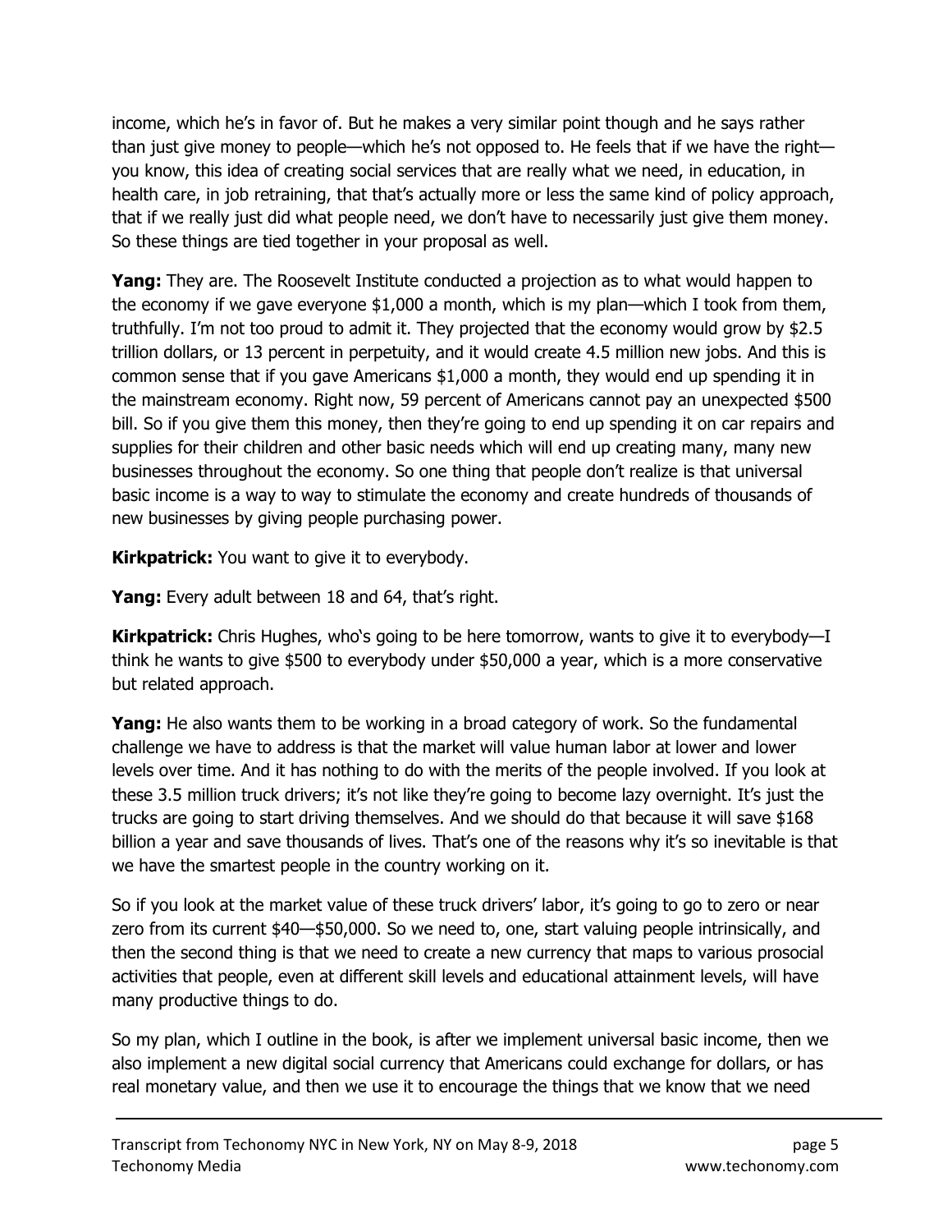income, which he's in favor of. But he makes a very similar point though and he says rather than just give money to people—which he's not opposed to. He feels that if we have the right—you know, this idea of creating social services that are really what we need, in education, in health care, in job retraining, that that's actually more or less the same kind of policy approach, that if we really just did what people need, we don't have to necessarily just give them money. So these things are tied together in your proposal as well.

**Yang:** They are. The Roosevelt Institute conducted a projection as to what would happen to the economy if we gave everyone $1,000 a month, which is my plan—which I took from them, truthfully. I'm not too proud to admit it. They projected that the economy would grow by $2.5 trillion dollars, or 13 percent in perpetuity, and it would create 4.5 million new jobs. And this is common sense that if you gave Americans $1,000 a month, they would end up spending it in the mainstream economy. Right now, 59 percent of Americans cannot pay an unexpected $500 bill. So if you give them this money, then they're going to end up spending it on car repairs and supplies for their children and other basic needs which will end up creating many, many new businesses throughout the economy. So one thing that people don't realize is that universal basic income is a way to way to stimulate the economy and create hundreds of thousands of new businesses by giving people purchasing power.

**Kirkpatrick:** You want to give it to everybody.

**Yang:** Every adult between 18 and 64, that's right.

**Kirkpatrick:** Chris Hughes, who's going to be here tomorrow, wants to give it to everybody—I think he wants to give $500 to everybody under $50,000 a year, which is a more conservative but related approach.

**Yang:** He also wants them to be working in a broad category of work. So the fundamental challenge we have to address is that the market will value human labor at lower and lower levels over time. And it has nothing to do with the merits of the people involved. If you look at these 3.5 million truck drivers; it's not like they're going to become lazy overnight. It's just the trucks are going to start driving themselves. And we should do that because it will save $168 billion a year and save thousands of lives. That's one of the reasons why it's so inevitable is that we have the smartest people in the country working on it.

So if you look at the market value of these truck drivers' labor, it's going to go to zero or near zero from its current $40—$50,000. So we need to, one, start valuing people intrinsically, and then the second thing is that we need to create a new currency that maps to various prosocial activities that people, even at different skill levels and educational attainment levels, will have many productive things to do.

So my plan, which I outline in the book, is after we implement universal basic income, then we also implement a new digital social currency that Americans could exchange for dollars, or has real monetary value, and then we use it to encourage the things that we know that we need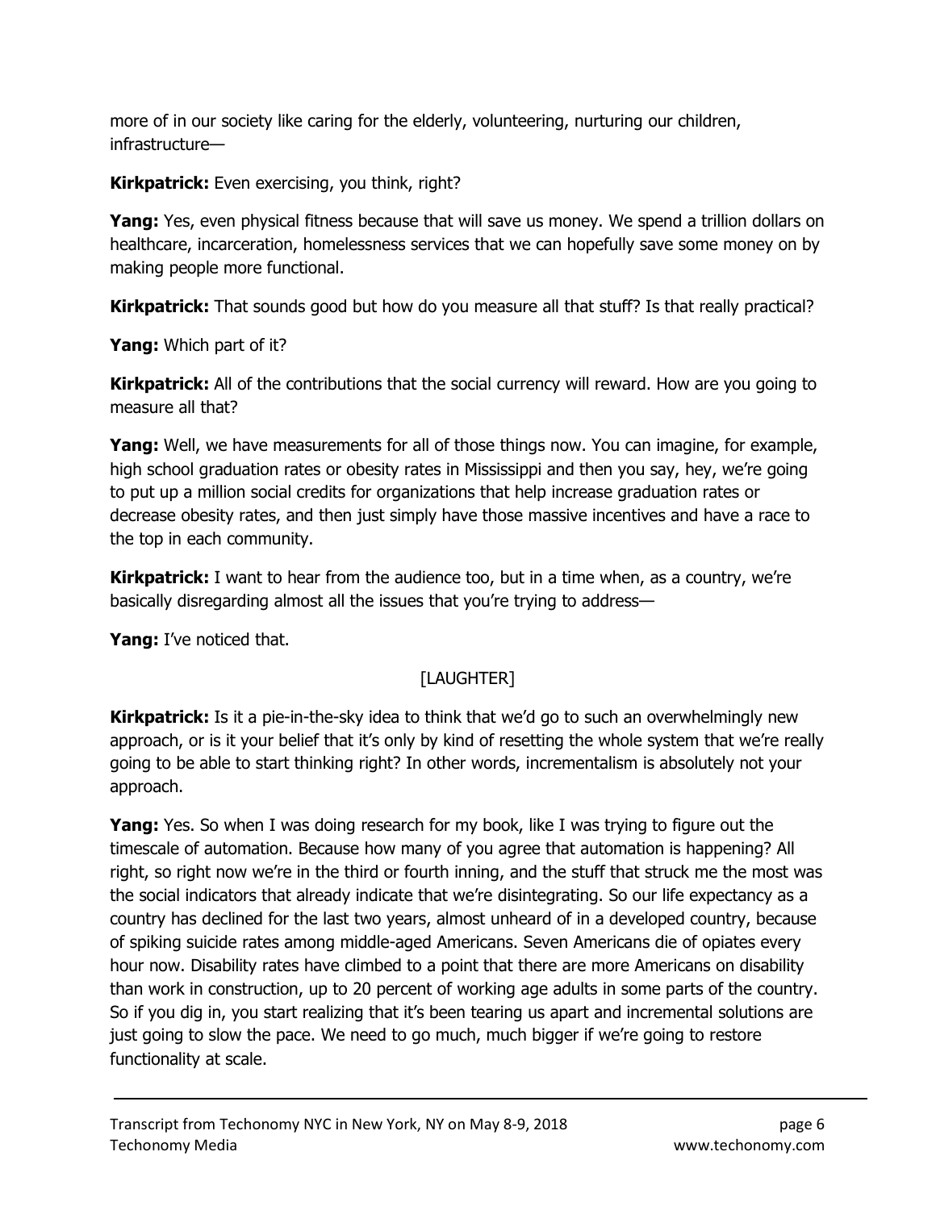more of in our society like caring for the elderly, volunteering, nurturing our children, infrastructure—

**Kirkpatrick:** Even exercising, you think, right?

**Yang:** Yes, even physical fitness because that will save us money. We spend a trillion dollars on healthcare, incarceration, homelessness services that we can hopefully save some money on by making people more functional.

**Kirkpatrick:** That sounds good but how do you measure all that stuff? Is that really practical?

**Yang:** Which part of it?

**Kirkpatrick:** All of the contributions that the social currency will reward. How are you going to measure all that?

**Yang:** Well, we have measurements for all of those things now. You can imagine, for example, high school graduation rates or obesity rates in Mississippi and then you say, hey, we're going to put up a million social credits for organizations that help increase graduation rates or decrease obesity rates, and then just simply have those massive incentives and have a race to the top in each community.

**Kirkpatrick:** I want to hear from the audience too, but in a time when, as a country, we're basically disregarding almost all the issues that you're trying to address—

**Yang:** I've noticed that.

[LAUGHTER]

**Kirkpatrick:** Is it a pie-in-the-sky idea to think that we'd go to such an overwhelmingly new approach, or is it your belief that it's only by kind of resetting the whole system that we're really going to be able to start thinking right? In other words, incrementalism is absolutely not your approach.

**Yang:** Yes. So when I was doing research for my book, like I was trying to figure out the timescale of automation. Because how many of you agree that automation is happening? All right, so right now we're in the third or fourth inning, and the stuff that struck me the most was the social indicators that already indicate that we're disintegrating. So our life expectancy as a country has declined for the last two years, almost unheard of in a developed country, because of spiking suicide rates among middle-aged Americans. Seven Americans die of opiates every hour now. Disability rates have climbed to a point that there are more Americans on disability than work in construction, up to 20 percent of working age adults in some parts of the country. So if you dig in, you start realizing that it's been tearing us apart and incremental solutions are just going to slow the pace. We need to go much, much bigger if we're going to restore functionality at scale.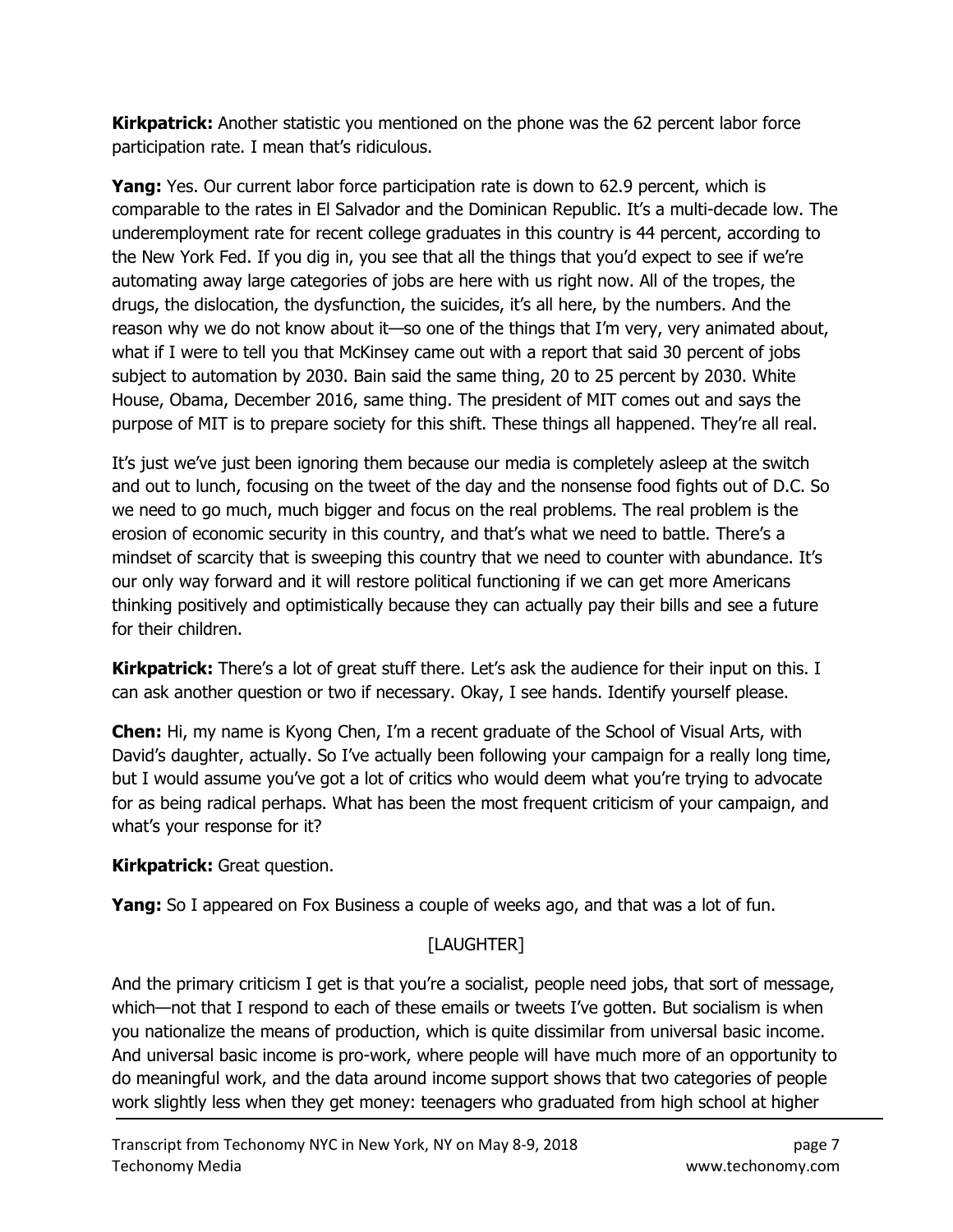**Kirkpatrick:** Another statistic you mentioned on the phone was the 62 percent labor force participation rate. I mean that's ridiculous.

**Yang:** Yes. Our current labor force participation rate is down to 62.9 percent, which is comparable to the rates in El Salvador and the Dominican Republic. It's a multi-decade low. The underemployment rate for recent college graduates in this country is 44 percent, according to the New York Fed. If you dig in, you see that all the things that you'd expect to see if we're automating away large categories of jobs are here with us right now. All of the tropes, the drugs, the dislocation, the dysfunction, the suicides, it's all here, by the numbers. And the reason why we do not know about it—so one of the things that I'm very, very animated about, what if I were to tell you that McKinsey came out with a report that said 30 percent of jobs subject to automation by 2030. Bain said the same thing, 20 to 25 percent by 2030. White House, Obama, December 2016, same thing. The president of MIT comes out and says the purpose of MIT is to prepare society for this shift. These things all happened. They're all real.

It's just we've just been ignoring them because our media is completely asleep at the switch and out to lunch, focusing on the tweet of the day and the nonsense food fights out of D.C. So we need to go much, much bigger and focus on the real problems. The real problem is the erosion of economic security in this country, and that's what we need to battle. There's a mindset of scarcity that is sweeping this country that we need to counter with abundance. It's our only way forward and it will restore political functioning if we can get more Americans thinking positively and optimistically because they can actually pay their bills and see a future for their children.

**Kirkpatrick:** There's a lot of great stuff there. Let's ask the audience for their input on this. I can ask another question or two if necessary. Okay, I see hands. Identify yourself please.

**Chen:** Hi, my name is Kyong Chen, I'm a recent graduate of the School of Visual Arts, with David's daughter, actually. So I've actually been following your campaign for a really long time, but I would assume you've got a lot of critics who would deem what you're trying to advocate for as being radical perhaps. What has been the most frequent criticism of your campaign, and what's your response for it?

**Kirkpatrick:** Great question.

**Yang:** So I appeared on Fox Business a couple of weeks ago, and that was a lot of fun.

[LAUGHTER]

And the primary criticism I get is that you're a socialist, people need jobs, that sort of message, which—not that I respond to each of these emails or tweets I've gotten. But socialism is when you nationalize the means of production, which is quite dissimilar from universal basic income. And universal basic income is pro-work, where people will have much more of an opportunity to do meaningful work, and the data around income support shows that two categories of people work slightly less when they get money: teenagers who graduated from high school at higher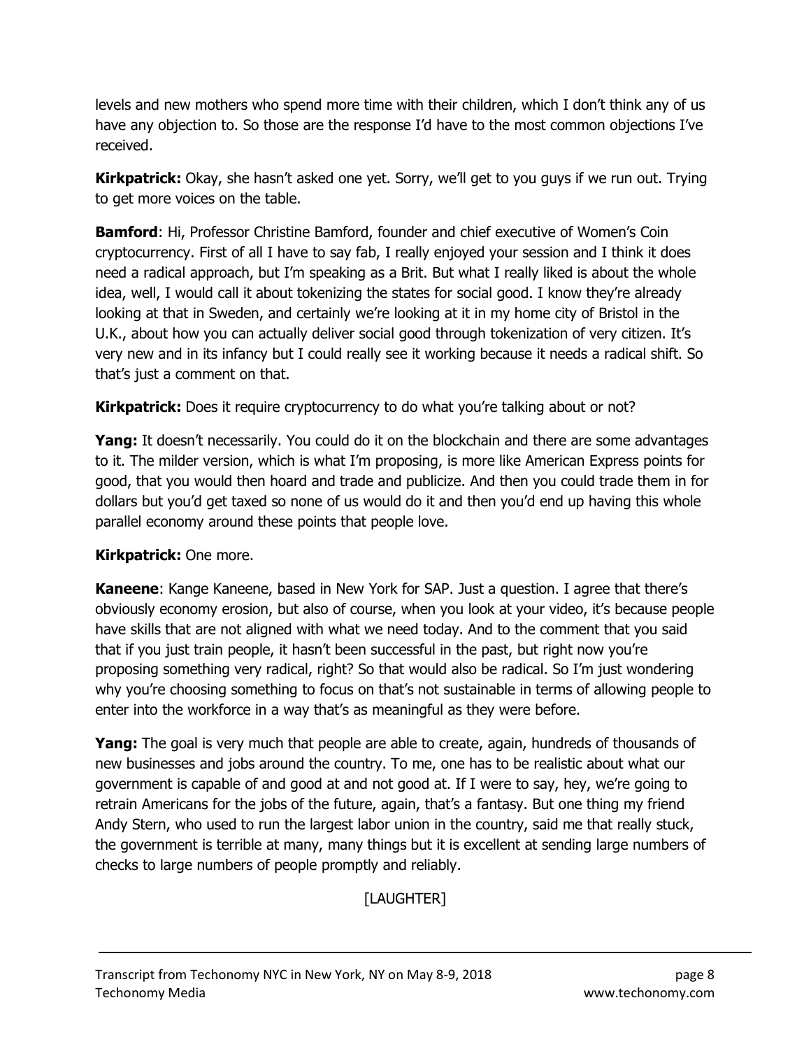levels and new mothers who spend more time with their children, which I don't think any of us have any objection to. So those are the response I'd have to the most common objections I've received.

**Kirkpatrick:** Okay, she hasn't asked one yet. Sorry, we'll get to you guys if we run out. Trying to get more voices on the table.

**Bamford**: Hi, Professor Christine Bamford, founder and chief executive of Women's Coin cryptocurrency. First of all I have to say fab, I really enjoyed your session and I think it does need a radical approach, but I'm speaking as a Brit. But what I really liked is about the whole idea, well, I would call it about tokenizing the states for social good. I know they're already looking at that in Sweden, and certainly we're looking at it in my home city of Bristol in the U.K., about how you can actually deliver social good through tokenization of very citizen. It's very new and in its infancy but I could really see it working because it needs a radical shift. So that's just a comment on that.

**Kirkpatrick:** Does it require cryptocurrency to do what you're talking about or not?

**Yang:** It doesn't necessarily. You could do it on the blockchain and there are some advantages to it. The milder version, which is what I'm proposing, is more like American Express points for good, that you would then hoard and trade and publicize. And then you could trade them in for dollars but you'd get taxed so none of us would do it and then you'd end up having this whole parallel economy around these points that people love.

**Kirkpatrick:** One more.

**Kaneene**: Kange Kaneene, based in New York for SAP. Just a question. I agree that there's obviously economy erosion, but also of course, when you look at your video, it's because people have skills that are not aligned with what we need today. And to the comment that you said that if you just train people, it hasn't been successful in the past, but right now you're proposing something very radical, right? So that would also be radical. So I'm just wondering why you're choosing something to focus on that's not sustainable in terms of allowing people to enter into the workforce in a way that's as meaningful as they were before.

**Yang:** The goal is very much that people are able to create, again, hundreds of thousands of new businesses and jobs around the country. To me, one has to be realistic about what our government is capable of and good at and not good at. If I were to say, hey, we're going to retrain Americans for the jobs of the future, again, that's a fantasy. But one thing my friend Andy Stern, who used to run the largest labor union in the country, said me that really stuck, the government is terrible at many, many things but it is excellent at sending large numbers of checks to large numbers of people promptly and reliably.

[LAUGHTER]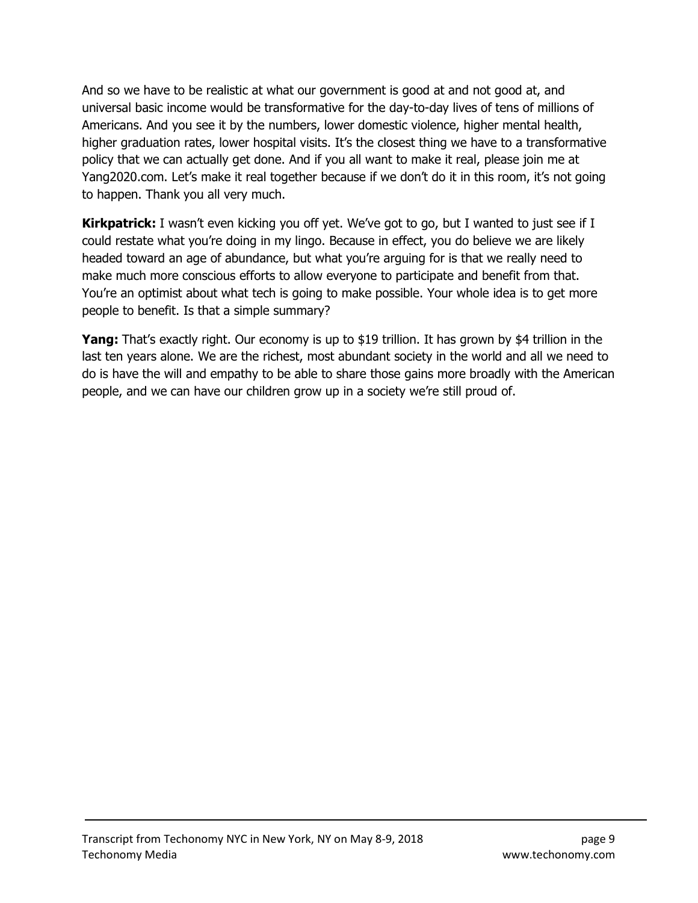And so we have to be realistic at what our government is good at and not good at, and universal basic income would be transformative for the day-to-day lives of tens of millions of Americans. And you see it by the numbers, lower domestic violence, higher mental health, higher graduation rates, lower hospital visits. It's the closest thing we have to a transformative policy that we can actually get done. And if you all want to make it real, please join me at Yang2020.com. Let's make it real together because if we don't do it in this room, it's not going to happen. Thank you all very much.

**Kirkpatrick:** I wasn't even kicking you off yet. We've got to go, but I wanted to just see if I could restate what you're doing in my lingo. Because in effect, you do believe we are likely headed toward an age of abundance, but what you're arguing for is that we really need to make much more conscious efforts to allow everyone to participate and benefit from that. You're an optimist about what tech is going to make possible. Your whole idea is to get more people to benefit. Is that a simple summary?

**Yang:** That's exactly right. Our economy is up to $19 trillion. It has grown by $4 trillion in the last ten years alone. We are the richest, most abundant society in the world and all we need to do is have the will and empathy to be able to share those gains more broadly with the American people, and we can have our children grow up in a society we're still proud of.